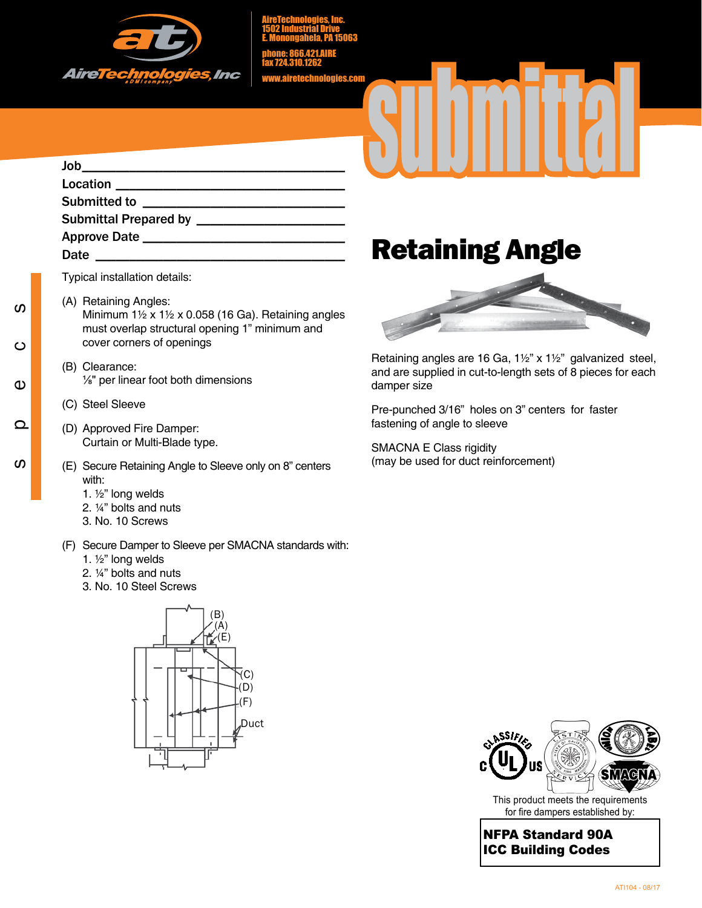AireTechnologies, Inc.
1502 Industrial Drive
E. Monongahela, PA 15063

phone: 866.421.AIRE
fax 724.310.1262

www.airetechnologies.com

# submittal

Job ______________________________

Location ______________________________

Submitted to ______________________________

Submittal Prepared by ______________________________

Approve Date ______________________________

Date ______________________________

# Retaining Angle

specs

Typical installation details:

(A) Retaining Angles:
Minimum 1½ x 1½ x 0.058 (16 Ga). Retaining angles must overlap structural opening 1" minimum and cover corners of openings

(B) Clearance:
⅛" per linear foot both dimensions

(C) Steel Sleeve

(D) Approved Fire Damper:
Curtain or Multi-Blade type.

(E) Secure Retaining Angle to Sleeve only on 8" centers with:
1. ½" long welds
2. ¼" bolts and nuts
3. No. 10 Screws

(F) Secure Damper to Sleeve per SMACNA standards with:
1. ½" long welds
2. ¼" bolts and nuts
3. No. 10 Steel Screws

(B) (A) (E) (C) (D) (F) Duct

Retaining angles are 16 Ga, 1½" x 1½" galvanized steel, and are supplied in cut-to-length sets of 8 pieces for each damper size

Pre-punched 3/16" holes on 3" centers for faster fastening of angle to sleeve

SMACNA E Class rigidity
(may be used for duct reinforcement)

This product meets the requirements for fire dampers established by:

**NFPA Standard 90A**
**ICC Building Codes**

ATI104 - 08/17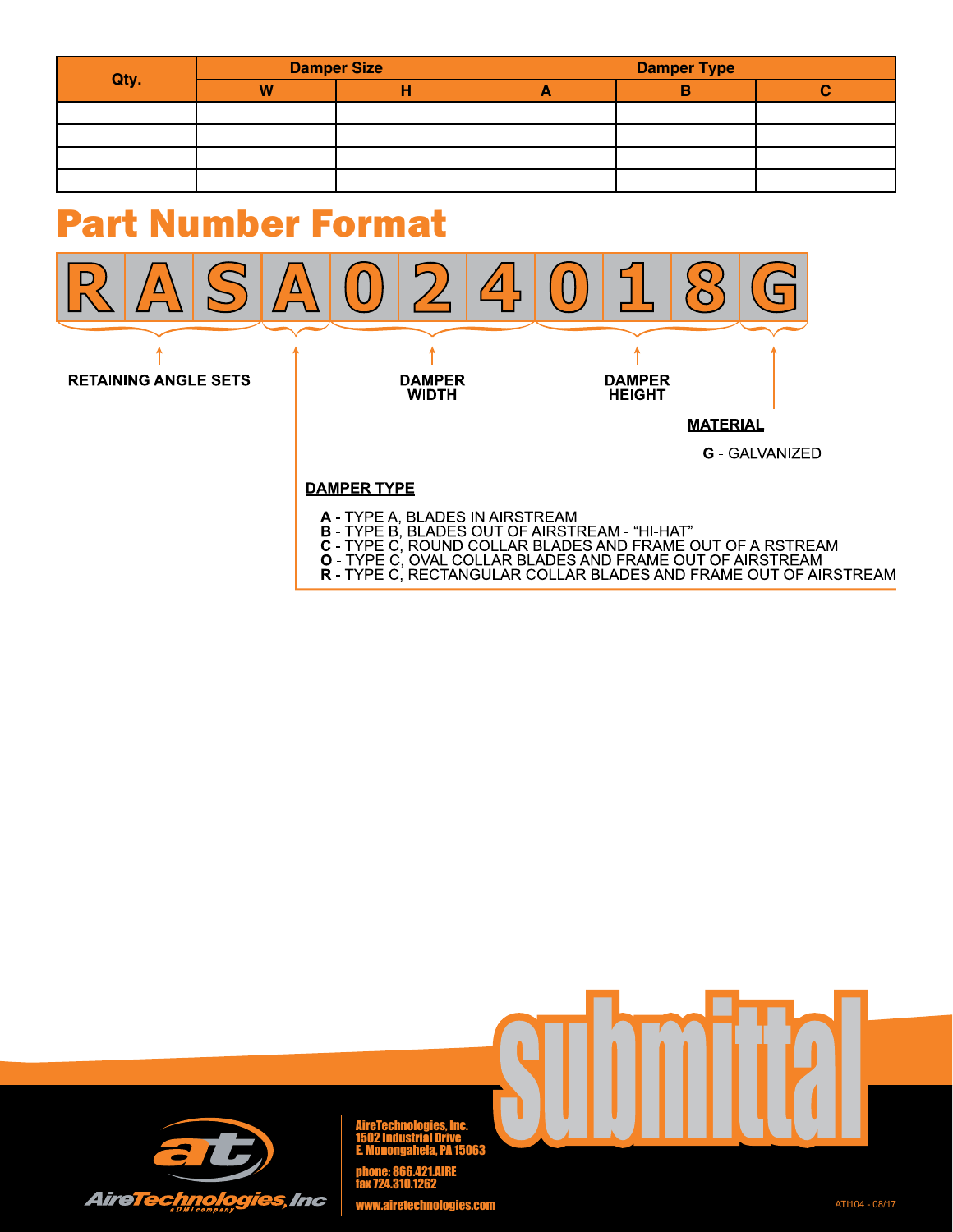| Qty. | Damper Size | | Damper Type | | |
|---|---|---|---|---|---|
| | W | H | A | B | C |
| | | | | | |
| | | | | | |
| | | | | | |
| | | | | | |

# Part Number Format

R A S A 0 2 4 0 1 8 G

RETAINING ANGLE SETS

DAMPER WIDTH

DAMPER HEIGHT

**MATERIAL**

**G** - GALVANIZED

**DAMPER TYPE**

- **A** - TYPE A, BLADES IN AIRSTREAM
- **B** - TYPE B, BLADES OUT OF AIRSTREAM - "HI-HAT"
- **C** - TYPE C, ROUND COLLAR BLADES AND FRAME OUT OF AIRSTREAM
- **O** - TYPE C, OVAL COLLAR BLADES AND FRAME OUT OF AIRSTREAM
- **R** - TYPE C, RECTANGULAR COLLAR BLADES AND FRAME OUT OF AIRSTREAM

submittal

AireTechnologies, Inc
a DMI company

AireTechnologies, Inc.
1502 Industrial Drive
E. Monongahela, PA 15063

phone: 866.421.AIRE
fax 724.310.1262

www.airetechnologies.com

ATI104 - 08/17